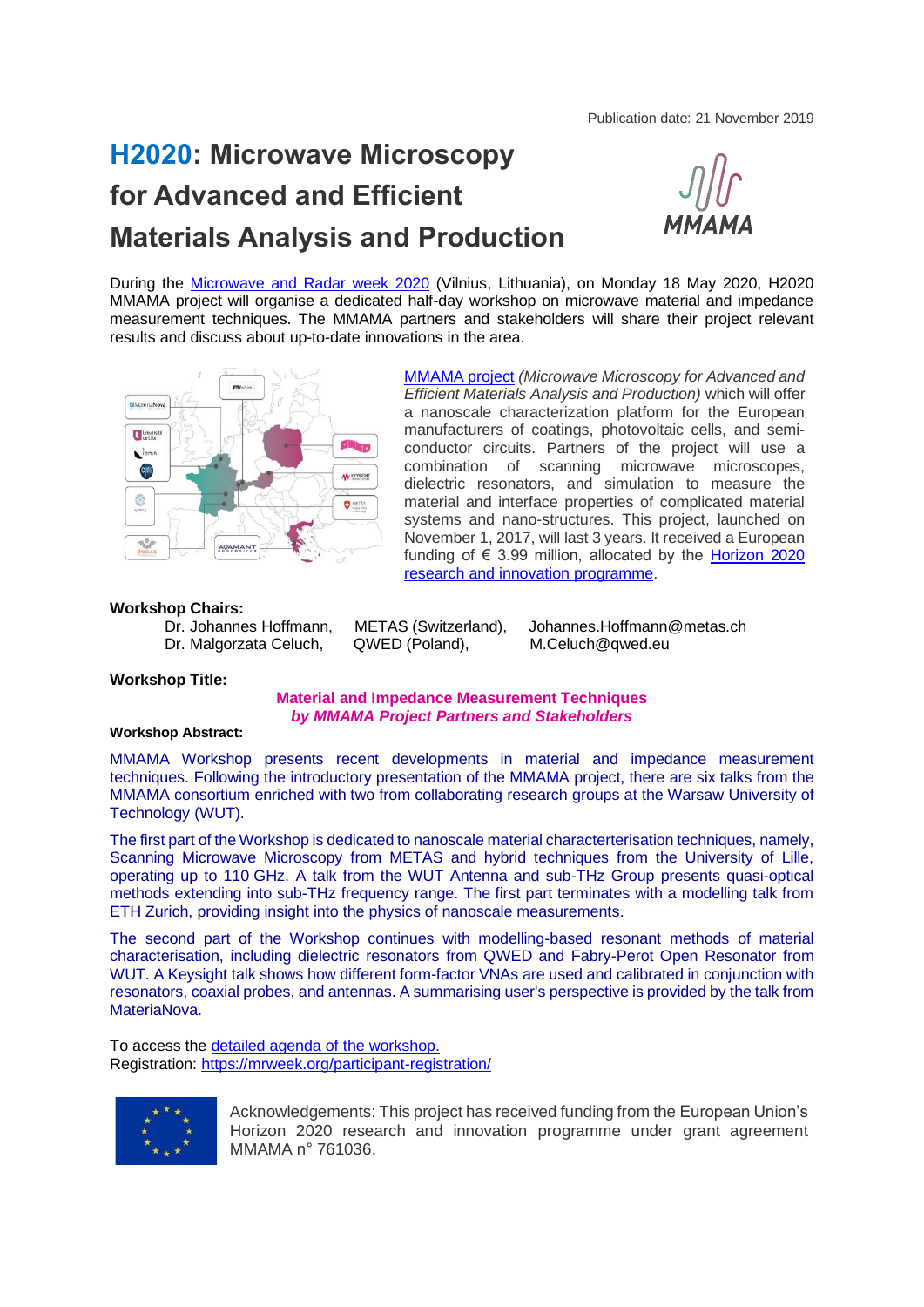Publication date: 21 November 2019

# H2020: Microwave Microscopy for Advanced and Efficient Materials Analysis and Production

MMAMA

During the Microwave and Radar week 2020 (Vilnius, Lithuania), on Monday 18 May 2020, H2020 MMAMA project will organise a dedicated half-day workshop on microwave material and impedance measurement techniques. The MMAMA partners and stakeholders will share their project relevant results and discuss about up-to-date innovations in the area.

MMAMA project *(Microwave Microscopy for Advanced and Efficient Materials Analysis and Production)* which will offer a nanoscale characterization platform for the European manufacturers of coatings, photovoltaic cells, and semi-conductor circuits. Partners of the project will use a combination of scanning microwave microscopes, dielectric resonators, and simulation to measure the material and interface properties of complicated material systems and nano-structures. This project, launched on November 1, 2017, will last 3 years. It received a European funding of € 3.99 million, allocated by the Horizon 2020 research and innovation programme.

**Workshop Chairs:**

| | | |
|---|---|---|
| Dr. Johannes Hoffmann, | METAS (Switzerland), | Johannes.Hoffmann@metas.ch |
| Dr. Malgorzata Celuch, | QWED (Poland), | M.Celuch@qwed.eu |

**Workshop Title:**

**Material and Impedance Measurement Techniques**
***by MMAMA Project Partners and Stakeholders***

**Workshop Abstract:**

MMAMA Workshop presents recent developments in material and impedance measurement techniques. Following the introductory presentation of the MMAMA project, there are six talks from the MMAMA consortium enriched with two from collaborating research groups at the Warsaw University of Technology (WUT).

The first part of the Workshop is dedicated to nanoscale material characterterisation techniques, namely, Scanning Microwave Microscopy from METAS and hybrid techniques from the University of Lille, operating up to 110 GHz. A talk from the WUT Antenna and sub-THz Group presents quasi-optical methods extending into sub-THz frequency range. The first part terminates with a modelling talk from ETH Zurich, providing insight into the physics of nanoscale measurements.

The second part of the Workshop continues with modelling-based resonant methods of material characterisation, including dielectric resonators from QWED and Fabry-Perot Open Resonator from WUT. A Keysight talk shows how different form-factor VNAs are used and calibrated in conjunction with resonators, coaxial probes, and antennas. A summarising user's perspective is provided by the talk from MateriaNova.

To access the detailed agenda of the workshop.
Registration: https://mrweek.org/participant-registration/

Acknowledgements: This project has received funding from the European Union's Horizon 2020 research and innovation programme under grant agreement MMAMA n° 761036.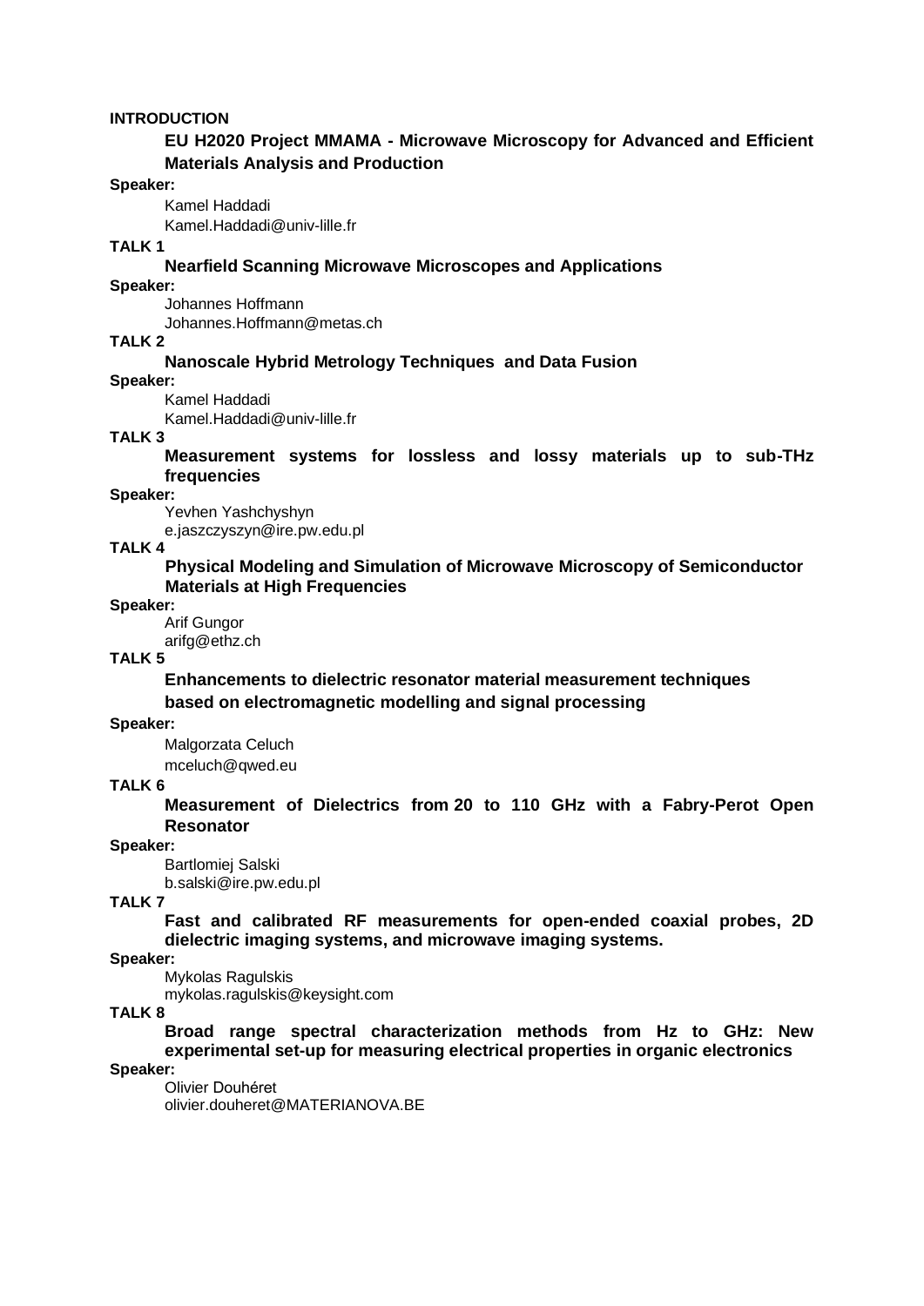**INTRODUCTION**

**EU H2020 Project MMAMA - Microwave Microscopy for Advanced and Efficient Materials Analysis and Production**

**Speaker:**

Kamel Haddadi
Kamel.Haddadi@univ-lille.fr

**TALK 1**

**Nearfield Scanning Microwave Microscopes and Applications**

**Speaker:**

Johannes Hoffmann
Johannes.Hoffmann@metas.ch

**TALK 2**

**Nanoscale Hybrid Metrology Techniques and Data Fusion**

**Speaker:**

Kamel Haddadi
Kamel.Haddadi@univ-lille.fr

**TALK 3**

**Measurement systems for lossless and lossy materials up to sub-THz frequencies**

**Speaker:**

Yevhen Yashchyshyn
e.jaszczyszyn@ire.pw.edu.pl

**TALK 4**

**Physical Modeling and Simulation of Microwave Microscopy of Semiconductor Materials at High Frequencies**

**Speaker:**

Arif Gungor
arifg@ethz.ch

**TALK 5**

**Enhancements to dielectric resonator material measurement techniques based on electromagnetic modelling and signal processing**

**Speaker:**

Malgorzata Celuch
mceluch@qwed.eu

**TALK 6**

**Measurement of Dielectrics from 20 to 110 GHz with a Fabry-Perot Open Resonator**

**Speaker:**

Bartlomiej Salski
b.salski@ire.pw.edu.pl

**TALK 7**

**Fast and calibrated RF measurements for open-ended coaxial probes, 2D dielectric imaging systems, and microwave imaging systems.**

**Speaker:**

Mykolas Ragulskis
mykolas.ragulskis@keysight.com

**TALK 8**

**Broad range spectral characterization methods from Hz to GHz: New experimental set-up for measuring electrical properties in organic electronics**

**Speaker:**

Olivier Douhéret
olivier.douheret@MATERIANOVA.BE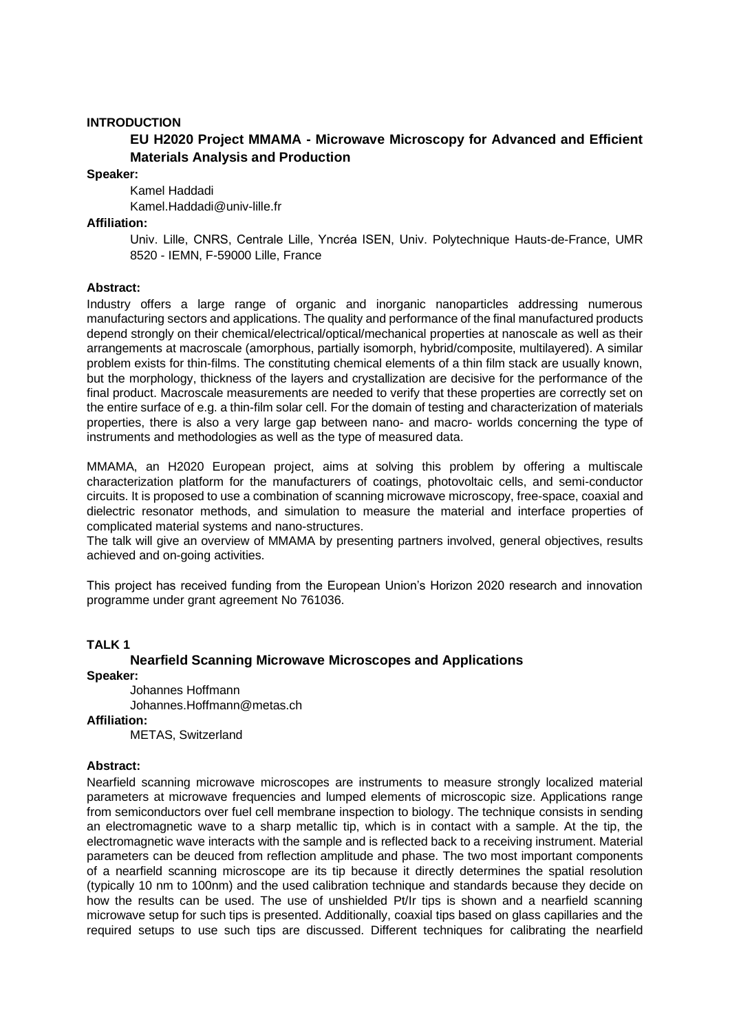**INTRODUCTION**

### EU H2020 Project MMAMA - Microwave Microscopy for Advanced and Efficient Materials Analysis and Production

**Speaker:**

Kamel Haddadi
Kamel.Haddadi@univ-lille.fr

**Affiliation:**

Univ. Lille, CNRS, Centrale Lille, Yncréa ISEN, Univ. Polytechnique Hauts-de-France, UMR 8520 - IEMN, F-59000 Lille, France

**Abstract:**

Industry offers a large range of organic and inorganic nanoparticles addressing numerous manufacturing sectors and applications. The quality and performance of the final manufactured products depend strongly on their chemical/electrical/optical/mechanical properties at nanoscale as well as their arrangements at macroscale (amorphous, partially isomorph, hybrid/composite, multilayered). A similar problem exists for thin-films. The constituting chemical elements of a thin film stack are usually known, but the morphology, thickness of the layers and crystallization are decisive for the performance of the final product. Macroscale measurements are needed to verify that these properties are correctly set on the entire surface of e.g. a thin-film solar cell. For the domain of testing and characterization of materials properties, there is also a very large gap between nano- and macro- worlds concerning the type of instruments and methodologies as well as the type of measured data.

MMAMA, an H2020 European project, aims at solving this problem by offering a multiscale characterization platform for the manufacturers of coatings, photovoltaic cells, and semi-conductor circuits. It is proposed to use a combination of scanning microwave microscopy, free-space, coaxial and dielectric resonator methods, and simulation to measure the material and interface properties of complicated material systems and nano-structures.
The talk will give an overview of MMAMA by presenting partners involved, general objectives, results achieved and on-going activities.

This project has received funding from the European Union's Horizon 2020 research and innovation programme under grant agreement No 761036.

**TALK 1**

### Nearfield Scanning Microwave Microscopes and Applications

**Speaker:**

Johannes Hoffmann
Johannes.Hoffmann@metas.ch

**Affiliation:**

METAS, Switzerland

**Abstract:**

Nearfield scanning microwave microscopes are instruments to measure strongly localized material parameters at microwave frequencies and lumped elements of microscopic size. Applications range from semiconductors over fuel cell membrane inspection to biology. The technique consists in sending an electromagnetic wave to a sharp metallic tip, which is in contact with a sample. At the tip, the electromagnetic wave interacts with the sample and is reflected back to a receiving instrument. Material parameters can be deuced from reflection amplitude and phase. The two most important components of a nearfield scanning microscope are its tip because it directly determines the spatial resolution (typically 10 nm to 100nm) and the used calibration technique and standards because they decide on how the results can be used. The use of unshielded Pt/Ir tips is shown and a nearfield scanning microwave setup for such tips is presented. Additionally, coaxial tips based on glass capillaries and the required setups to use such tips are discussed. Different techniques for calibrating the nearfield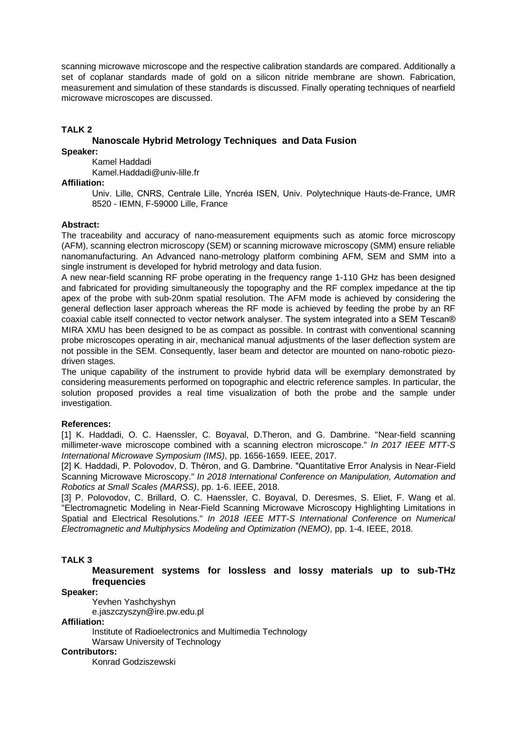scanning microwave microscope and the respective calibration standards are compared. Additionally a set of coplanar standards made of gold on a silicon nitride membrane are shown. Fabrication, measurement and simulation of these standards is discussed. Finally operating techniques of nearfield microwave microscopes are discussed.

**TALK 2**

### Nanoscale Hybrid Metrology Techniques and Data Fusion

**Speaker:**

Kamel Haddadi
Kamel.Haddadi@univ-lille.fr

**Affiliation:**

Univ. Lille, CNRS, Centrale Lille, Yncréa ISEN, Univ. Polytechnique Hauts-de-France, UMR 8520 - IEMN, F-59000 Lille, France

**Abstract:**

The traceability and accuracy of nano-measurement equipments such as atomic force microscopy (AFM), scanning electron microscopy (SEM) or scanning microwave microscopy (SMM) ensure reliable nanomanufacturing. An Advanced nano-metrology platform combining AFM, SEM and SMM into a single instrument is developed for hybrid metrology and data fusion.

A new near-field scanning RF probe operating in the frequency range 1-110 GHz has been designed and fabricated for providing simultaneously the topography and the RF complex impedance at the tip apex of the probe with sub-20nm spatial resolution. The AFM mode is achieved by considering the general deflection laser approach whereas the RF mode is achieved by feeding the probe by an RF coaxial cable itself connected to vector network analyser. The system integrated into a SEM Tescan® MIRA XMU has been designed to be as compact as possible. In contrast with conventional scanning probe microscopes operating in air, mechanical manual adjustments of the laser deflection system are not possible in the SEM. Consequently, laser beam and detector are mounted on nano-robotic piezo-driven stages.

The unique capability of the instrument to provide hybrid data will be exemplary demonstrated by considering measurements performed on topographic and electric reference samples. In particular, the solution proposed provides a real time visualization of both the probe and the sample under investigation.

**References:**

[1] K. Haddadi, O. C. Haenssler, C. Boyaval, D.Theron, and G. Dambrine. "Near-field scanning millimeter-wave microscope combined with a scanning electron microscope." *In 2017 IEEE MTT-S International Microwave Symposium (IMS)*, pp. 1656-1659. IEEE, 2017.

[2] K. Haddadi, P. Polovodov, D. Théron, and G. Dambrine. "Quantitative Error Analysis in Near-Field Scanning Microwave Microscopy." *In 2018 International Conference on Manipulation, Automation and Robotics at Small Scales (MARSS)*, pp. 1-6. IEEE, 2018.

[3] P. Polovodov, C. Brillard, O. C. Haenssler, C. Boyaval, D. Deresmes, S. Eliet, F. Wang et al. "Electromagnetic Modeling in Near-Field Scanning Microwave Microscopy Highlighting Limitations in Spatial and Electrical Resolutions." *In 2018 IEEE MTT-S International Conference on Numerical Electromagnetic and Multiphysics Modeling and Optimization (NEMO)*, pp. 1-4. IEEE, 2018.

**TALK 3**

### Measurement systems for lossless and lossy materials up to sub-THz frequencies

**Speaker:**

Yevhen Yashchyshyn
e.jaszczyszyn@ire.pw.edu.pl

**Affiliation:**

Institute of Radioelectronics and Multimedia Technology
Warsaw University of Technology

**Contributors:**

Konrad Godziszewski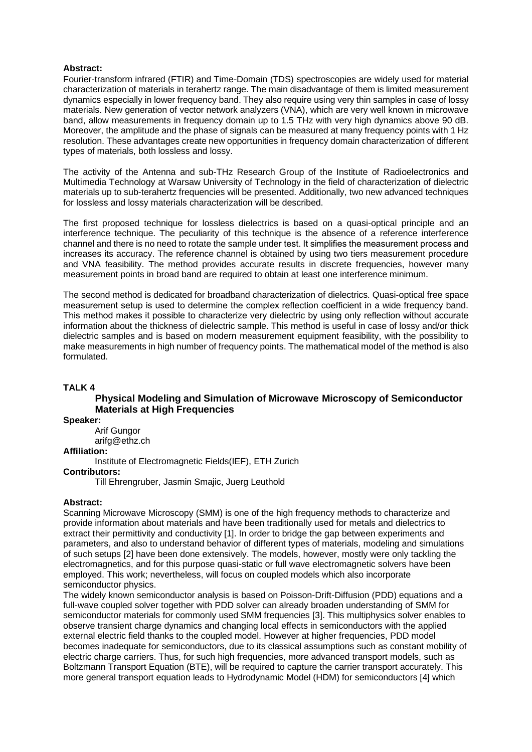**Abstract:**

Fourier-transform infrared (FTIR) and Time-Domain (TDS) spectroscopies are widely used for material characterization of materials in terahertz range. The main disadvantage of them is limited measurement dynamics especially in lower frequency band. They also require using very thin samples in case of lossy materials. New generation of vector network analyzers (VNA), which are very well known in microwave band, allow measurements in frequency domain up to 1.5 THz with very high dynamics above 90 dB. Moreover, the amplitude and the phase of signals can be measured at many frequency points with 1 Hz resolution. These advantages create new opportunities in frequency domain characterization of different types of materials, both lossless and lossy.

The activity of the Antenna and sub-THz Research Group of the Institute of Radioelectronics and Multimedia Technology at Warsaw University of Technology in the field of characterization of dielectric materials up to sub-terahertz frequencies will be presented. Additionally, two new advanced techniques for lossless and lossy materials characterization will be described.

The first proposed technique for lossless dielectrics is based on a quasi-optical principle and an interference technique. The peculiarity of this technique is the absence of a reference interference channel and there is no need to rotate the sample under test. It simplifies the measurement process and increases its accuracy. The reference channel is obtained by using two tiers measurement procedure and VNA feasibility. The method provides accurate results in discrete frequencies, however many measurement points in broad band are required to obtain at least one interference minimum.

The second method is dedicated for broadband characterization of dielectrics. Quasi-optical free space measurement setup is used to determine the complex reflection coefficient in a wide frequency band. This method makes it possible to characterize very dielectric by using only reflection without accurate information about the thickness of dielectric sample. This method is useful in case of lossy and/or thick dielectric samples and is based on modern measurement equipment feasibility, with the possibility to make measurements in high number of frequency points. The mathematical model of the method is also formulated.

## TALK 4

### Physical Modeling and Simulation of Microwave Microscopy of Semiconductor Materials at High Frequencies

**Speaker:**

Arif Gungor
arifg@ethz.ch

**Affiliation:**

Institute of Electromagnetic Fields(IEF), ETH Zurich

**Contributors:**

Till Ehrengruber, Jasmin Smajic, Juerg Leuthold

**Abstract:**

Scanning Microwave Microscopy (SMM) is one of the high frequency methods to characterize and provide information about materials and have been traditionally used for metals and dielectrics to extract their permittivity and conductivity [1]. In order to bridge the gap between experiments and parameters, and also to understand behavior of different types of materials, modeling and simulations of such setups [2] have been done extensively. The models, however, mostly were only tackling the electromagnetics, and for this purpose quasi-static or full wave electromagnetic solvers have been employed. This work; nevertheless, will focus on coupled models which also incorporate semiconductor physics.

The widely known semiconductor analysis is based on Poisson-Drift-Diffusion (PDD) equations and a full-wave coupled solver together with PDD solver can already broaden understanding of SMM for semiconductor materials for commonly used SMM frequencies [3]. This multiphysics solver enables to observe transient charge dynamics and changing local effects in semiconductors with the applied external electric field thanks to the coupled model. However at higher frequencies, PDD model becomes inadequate for semiconductors, due to its classical assumptions such as constant mobility of electric charge carriers. Thus, for such high frequencies, more advanced transport models, such as Boltzmann Transport Equation (BTE), will be required to capture the carrier transport accurately. This more general transport equation leads to Hydrodynamic Model (HDM) for semiconductors [4] which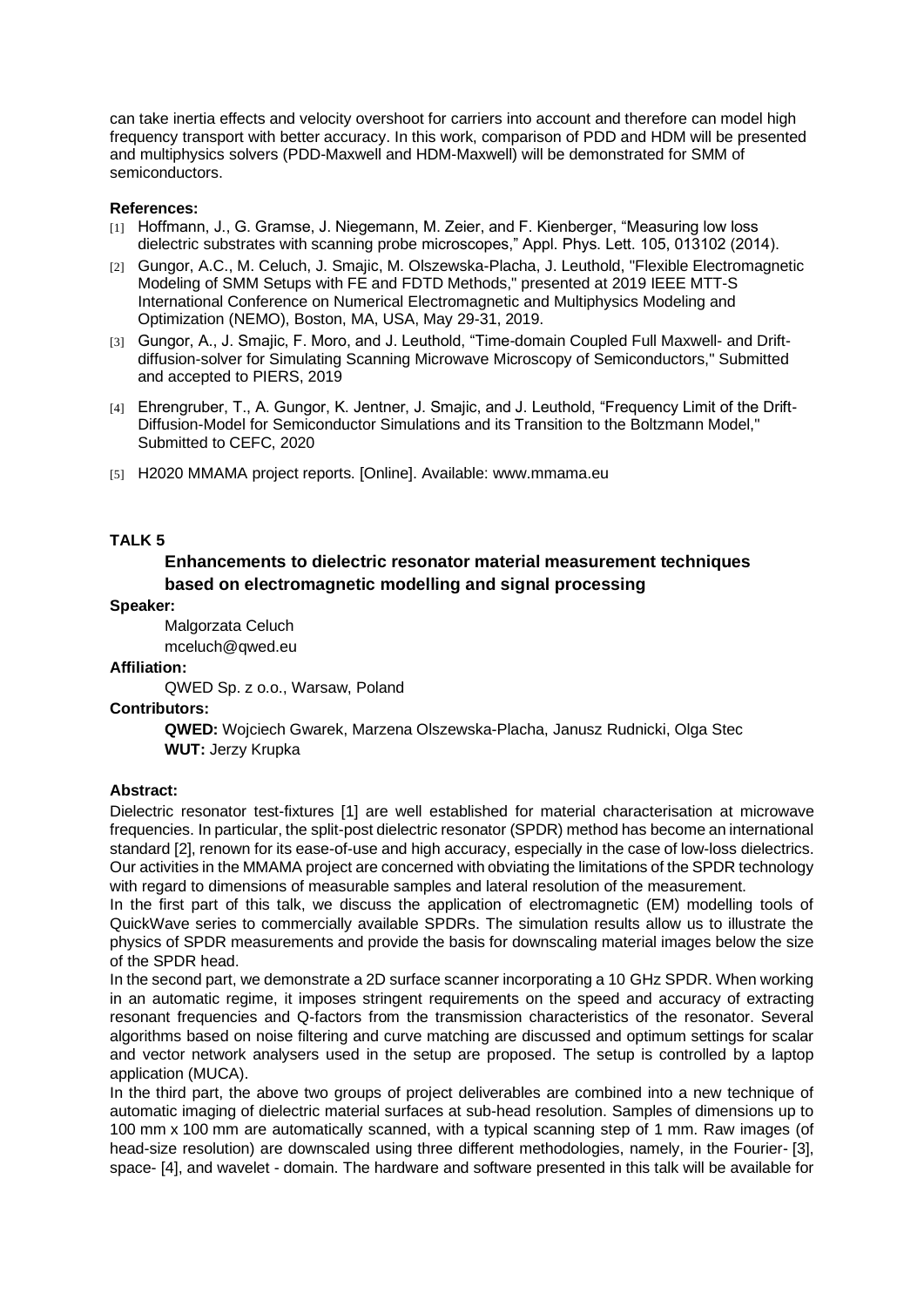can take inertia effects and velocity overshoot for carriers into account and therefore can model high frequency transport with better accuracy. In this work, comparison of PDD and HDM will be presented and multiphysics solvers (PDD-Maxwell and HDM-Maxwell) will be demonstrated for SMM of semiconductors.

**References:**

[1] Hoffmann, J., G. Gramse, J. Niegemann, M. Zeier, and F. Kienberger, "Measuring low loss dielectric substrates with scanning probe microscopes," Appl. Phys. Lett. 105, 013102 (2014).

[2] Gungor, A.C., M. Celuch, J. Smajic, M. Olszewska-Placha, J. Leuthold, "Flexible Electromagnetic Modeling of SMM Setups with FE and FDTD Methods," presented at 2019 IEEE MTT-S International Conference on Numerical Electromagnetic and Multiphysics Modeling and Optimization (NEMO), Boston, MA, USA, May 29-31, 2019.

[3] Gungor, A., J. Smajic, F. Moro, and J. Leuthold, "Time-domain Coupled Full Maxwell- and Drift-diffusion-solver for Simulating Scanning Microwave Microscopy of Semiconductors," Submitted and accepted to PIERS, 2019

[4] Ehrengruber, T., A. Gungor, K. Jentner, J. Smajic, and J. Leuthold, "Frequency Limit of the Drift-Diffusion-Model for Semiconductor Simulations and its Transition to the Boltzmann Model," Submitted to CEFC, 2020

[5] H2020 MMAMA project reports. [Online]. Available: www.mmama.eu

**TALK 5**

## Enhancements to dielectric resonator material measurement techniques based on electromagnetic modelling and signal processing

**Speaker:**

Malgorzata Celuch
mceluch@qwed.eu

**Affiliation:**

QWED Sp. z o.o., Warsaw, Poland

**Contributors:**

**QWED:** Wojciech Gwarek, Marzena Olszewska-Placha, Janusz Rudnicki, Olga Stec
**WUT:** Jerzy Krupka

**Abstract:**

Dielectric resonator test-fixtures [1] are well established for material characterisation at microwave frequencies. In particular, the split-post dielectric resonator (SPDR) method has become an international standard [2], renown for its ease-of-use and high accuracy, especially in the case of low-loss dielectrics. Our activities in the MMAMA project are concerned with obviating the limitations of the SPDR technology with regard to dimensions of measurable samples and lateral resolution of the measurement.

In the first part of this talk, we discuss the application of electromagnetic (EM) modelling tools of QuickWave series to commercially available SPDRs. The simulation results allow us to illustrate the physics of SPDR measurements and provide the basis for downscaling material images below the size of the SPDR head.

In the second part, we demonstrate a 2D surface scanner incorporating a 10 GHz SPDR. When working in an automatic regime, it imposes stringent requirements on the speed and accuracy of extracting resonant frequencies and Q-factors from the transmission characteristics of the resonator. Several algorithms based on noise filtering and curve matching are discussed and optimum settings for scalar and vector network analysers used in the setup are proposed. The setup is controlled by a laptop application (MUCA).

In the third part, the above two groups of project deliverables are combined into a new technique of automatic imaging of dielectric material surfaces at sub-head resolution. Samples of dimensions up to 100 mm x 100 mm are automatically scanned, with a typical scanning step of 1 mm. Raw images (of head-size resolution) are downscaled using three different methodologies, namely, in the Fourier- [3], space- [4], and wavelet - domain. The hardware and software presented in this talk will be available for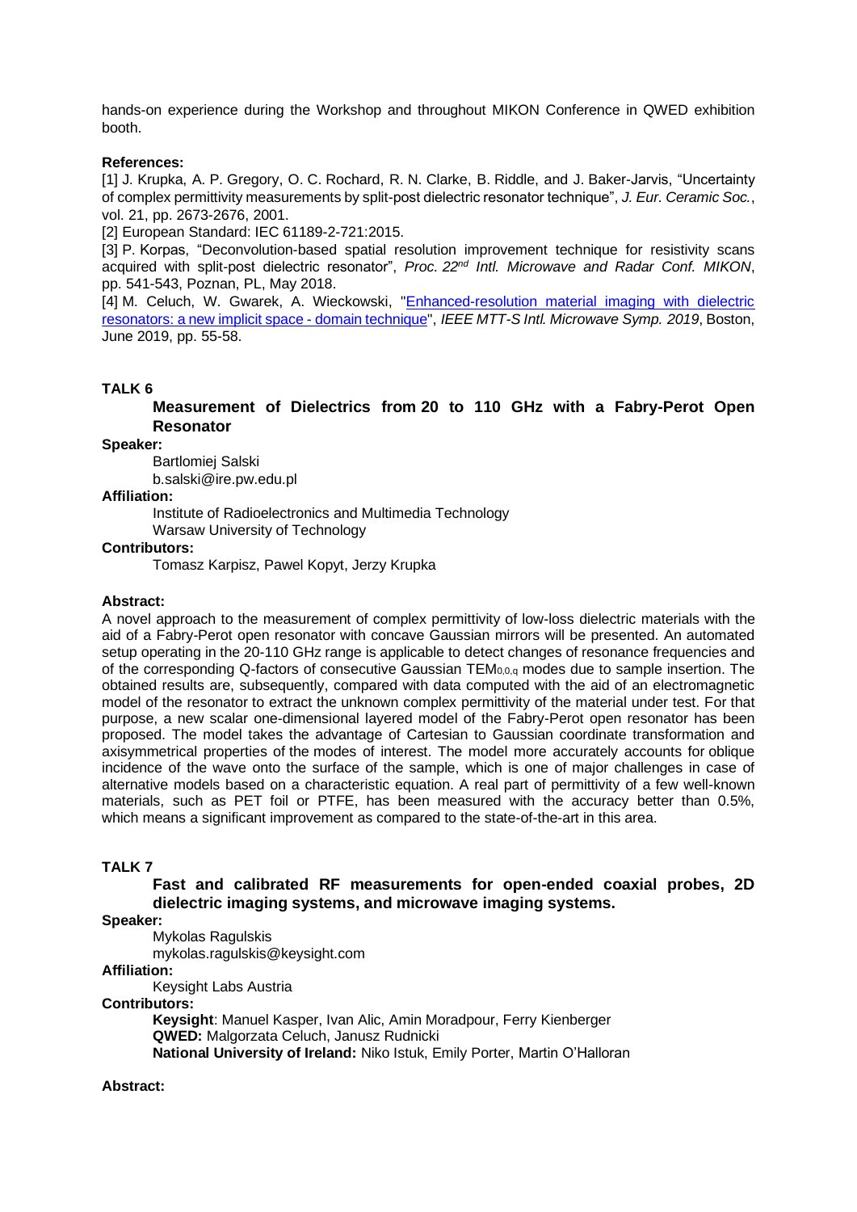hands-on experience during the Workshop and throughout MIKON Conference in QWED exhibition booth.

**References:**

[1] J. Krupka, A. P. Gregory, O. C. Rochard, R. N. Clarke, B. Riddle, and J. Baker-Jarvis, "Uncertainty of complex permittivity measurements by split-post dielectric resonator technique", *J. Eur. Ceramic Soc.*, vol. 21, pp. 2673-2676, 2001.

[2] European Standard: IEC 61189-2-721:2015.

[3] P. Korpas, "Deconvolution-based spatial resolution improvement technique for resistivity scans acquired with split-post dielectric resonator", *Proc. 22nd Intl. Microwave and Radar Conf. MIKON*, pp. 541-543, Poznan, PL, May 2018.

[4] M. Celuch, W. Gwarek, A. Wieckowski, "Enhanced-resolution material imaging with dielectric resonators: a new implicit space - domain technique", *IEEE MTT-S Intl. Microwave Symp. 2019*, Boston, June 2019, pp. 55-58.

### TALK 6

**Measurement of Dielectrics from 20 to 110 GHz with a Fabry-Perot Open Resonator**

**Speaker:**

Bartlomiej Salski
b.salski@ire.pw.edu.pl

**Affiliation:**

Institute of Radioelectronics and Multimedia Technology
Warsaw University of Technology

**Contributors:**

Tomasz Karpisz, Pawel Kopyt, Jerzy Krupka

**Abstract:**

A novel approach to the measurement of complex permittivity of low-loss dielectric materials with the aid of a Fabry-Perot open resonator with concave Gaussian mirrors will be presented. An automated setup operating in the 20-110 GHz range is applicable to detect changes of resonance frequencies and of the corresponding Q-factors of consecutive Gaussian $TEM_{0,0,q}$ modes due to sample insertion. The obtained results are, subsequently, compared with data computed with the aid of an electromagnetic model of the resonator to extract the unknown complex permittivity of the material under test. For that purpose, a new scalar one-dimensional layered model of the Fabry-Perot open resonator has been proposed. The model takes the advantage of Cartesian to Gaussian coordinate transformation and axisymmetrical properties of the modes of interest. The model more accurately accounts for oblique incidence of the wave onto the surface of the sample, which is one of major challenges in case of alternative models based on a characteristic equation. A real part of permittivity of a few well-known materials, such as PET foil or PTFE, has been measured with the accuracy better than 0.5%, which means a significant improvement as compared to the state-of-the-art in this area.

### TALK 7

**Fast and calibrated RF measurements for open-ended coaxial probes, 2D dielectric imaging systems, and microwave imaging systems.**

**Speaker:**

Mykolas Ragulskis
mykolas.ragulskis@keysight.com

**Affiliation:**

Keysight Labs Austria

**Contributors:**

**Keysight**: Manuel Kasper, Ivan Alic, Amin Moradpour, Ferry Kienberger
**QWED:** Malgorzata Celuch, Janusz Rudnicki
**National University of Ireland:** Niko Istuk, Emily Porter, Martin O'Halloran

**Abstract:**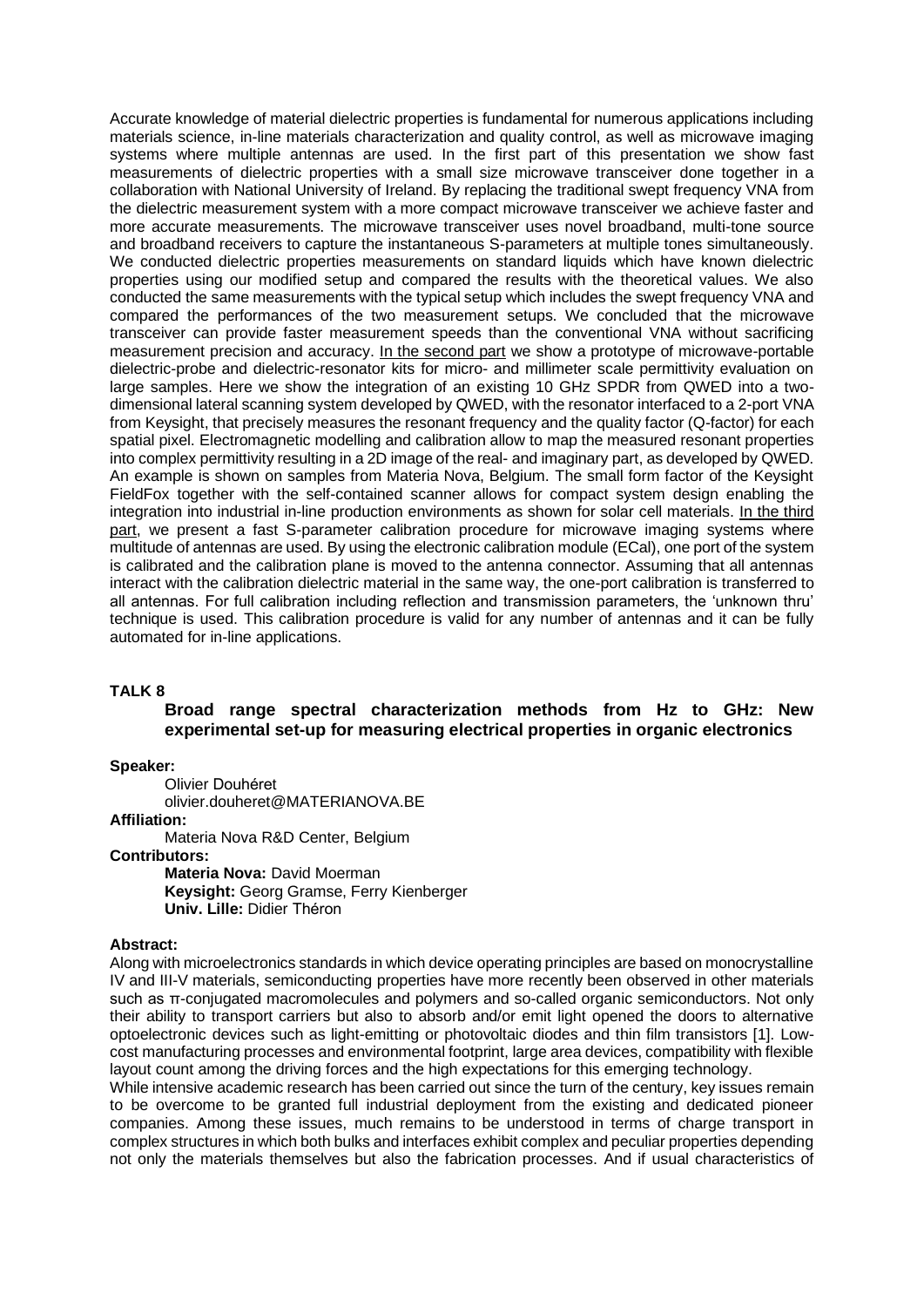Accurate knowledge of material dielectric properties is fundamental for numerous applications including materials science, in-line materials characterization and quality control, as well as microwave imaging systems where multiple antennas are used. In the first part of this presentation we show fast measurements of dielectric properties with a small size microwave transceiver done together in a collaboration with National University of Ireland. By replacing the traditional swept frequency VNA from the dielectric measurement system with a more compact microwave transceiver we achieve faster and more accurate measurements. The microwave transceiver uses novel broadband, multi-tone source and broadband receivers to capture the instantaneous S-parameters at multiple tones simultaneously. We conducted dielectric properties measurements on standard liquids which have known dielectric properties using our modified setup and compared the results with the theoretical values. We also conducted the same measurements with the typical setup which includes the swept frequency VNA and compared the performances of the two measurement setups. We concluded that the microwave transceiver can provide faster measurement speeds than the conventional VNA without sacrificing measurement precision and accuracy. <u>In the second part</u> we show a prototype of microwave-portable dielectric-probe and dielectric-resonator kits for micro- and millimeter scale permittivity evaluation on large samples. Here we show the integration of an existing 10 GHz SPDR from QWED into a two-dimensional lateral scanning system developed by QWED, with the resonator interfaced to a 2-port VNA from Keysight, that precisely measures the resonant frequency and the quality factor (Q-factor) for each spatial pixel. Electromagnetic modelling and calibration allow to map the measured resonant properties into complex permittivity resulting in a 2D image of the real- and imaginary part, as developed by QWED. An example is shown on samples from Materia Nova, Belgium. The small form factor of the Keysight FieldFox together with the self-contained scanner allows for compact system design enabling the integration into industrial in-line production environments as shown for solar cell materials. <u>In the third part</u>, we present a fast S-parameter calibration procedure for microwave imaging systems where multitude of antennas are used. By using the electronic calibration module (ECal), one port of the system is calibrated and the calibration plane is moved to the antenna connector. Assuming that all antennas interact with the calibration dielectric material in the same way, the one-port calibration is transferred to all antennas. For full calibration including reflection and transmission parameters, the 'unknown thru' technique is used. This calibration procedure is valid for any number of antennas and it can be fully automated for in-line applications.

**TALK 8**

### Broad range spectral characterization methods from Hz to GHz: New experimental set-up for measuring electrical properties in organic electronics

**Speaker:**
Olivier Douhéret
olivier.douheret@MATERIANOVA.BE

**Affiliation:**
Materia Nova R&D Center, Belgium

**Contributors:**
**Materia Nova:** David Moerman
**Keysight:** Georg Gramse, Ferry Kienberger
**Univ. Lille:** Didier Théron

**Abstract:**

Along with microelectronics standards in which device operating principles are based on monocrystalline IV and III-V materials, semiconducting properties have more recently been observed in other materials such as π-conjugated macromolecules and polymers and so-called organic semiconductors. Not only their ability to transport carriers but also to absorb and/or emit light opened the doors to alternative optoelectronic devices such as light-emitting or photovoltaic diodes and thin film transistors [1]. Low-cost manufacturing processes and environmental footprint, large area devices, compatibility with flexible layout count among the driving forces and the high expectations for this emerging technology.

While intensive academic research has been carried out since the turn of the century, key issues remain to be overcome to be granted full industrial deployment from the existing and dedicated pioneer companies. Among these issues, much remains to be understood in terms of charge transport in complex structures in which both bulks and interfaces exhibit complex and peculiar properties depending not only the materials themselves but also the fabrication processes. And if usual characteristics of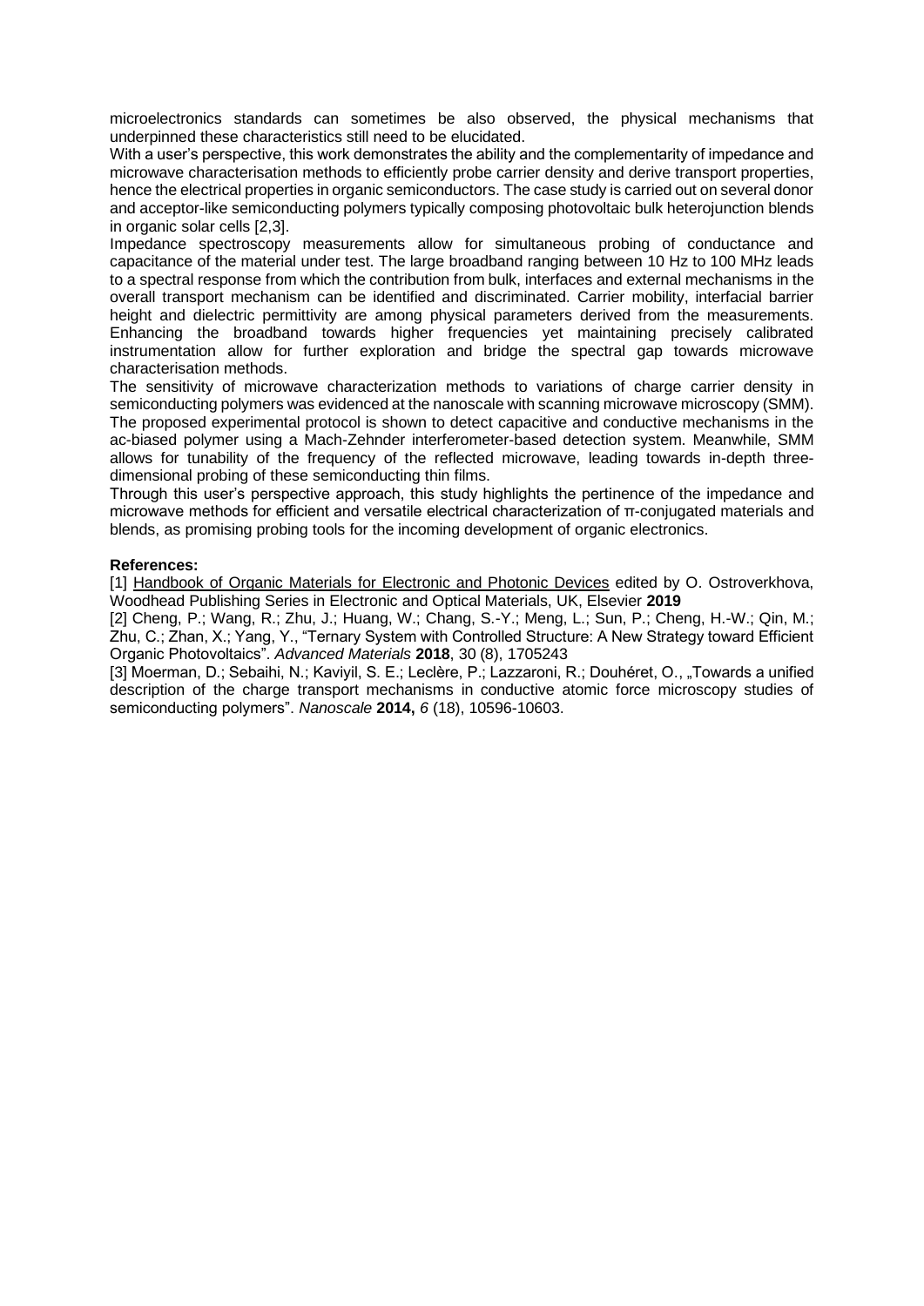microelectronics standards can sometimes be also observed, the physical mechanisms that underpinned these characteristics still need to be elucidated.

With a user's perspective, this work demonstrates the ability and the complementarity of impedance and microwave characterisation methods to efficiently probe carrier density and derive transport properties, hence the electrical properties in organic semiconductors. The case study is carried out on several donor and acceptor-like semiconducting polymers typically composing photovoltaic bulk heterojunction blends in organic solar cells [2,3].

Impedance spectroscopy measurements allow for simultaneous probing of conductance and capacitance of the material under test. The large broadband ranging between 10 Hz to 100 MHz leads to a spectral response from which the contribution from bulk, interfaces and external mechanisms in the overall transport mechanism can be identified and discriminated. Carrier mobility, interfacial barrier height and dielectric permittivity are among physical parameters derived from the measurements. Enhancing the broadband towards higher frequencies yet maintaining precisely calibrated instrumentation allow for further exploration and bridge the spectral gap towards microwave characterisation methods.

The sensitivity of microwave characterization methods to variations of charge carrier density in semiconducting polymers was evidenced at the nanoscale with scanning microwave microscopy (SMM). The proposed experimental protocol is shown to detect capacitive and conductive mechanisms in the ac-biased polymer using a Mach-Zehnder interferometer-based detection system. Meanwhile, SMM allows for tunability of the frequency of the reflected microwave, leading towards in-depth three-dimensional probing of these semiconducting thin films.

Through this user's perspective approach, this study highlights the pertinence of the impedance and microwave methods for efficient and versatile electrical characterization of π-conjugated materials and blends, as promising probing tools for the incoming development of organic electronics.

**References:**

[1] Handbook of Organic Materials for Electronic and Photonic Devices edited by O. Ostroverkhova, Woodhead Publishing Series in Electronic and Optical Materials, UK, Elsevier **2019**

[2] Cheng, P.; Wang, R.; Zhu, J.; Huang, W.; Chang, S.-Y.; Meng, L.; Sun, P.; Cheng, H.-W.; Qin, M.; Zhu, C.; Zhan, X.; Yang, Y., "Ternary System with Controlled Structure: A New Strategy toward Efficient Organic Photovoltaics". *Advanced Materials* **2018**, 30 (8), 1705243

[3] Moerman, D.; Sebaihi, N.; Kaviyil, S. E.; Leclère, P.; Lazzaroni, R.; Douhéret, O., „Towards a unified description of the charge transport mechanisms in conductive atomic force microscopy studies of semiconducting polymers". *Nanoscale* **2014,** *6* (18), 10596-10603.